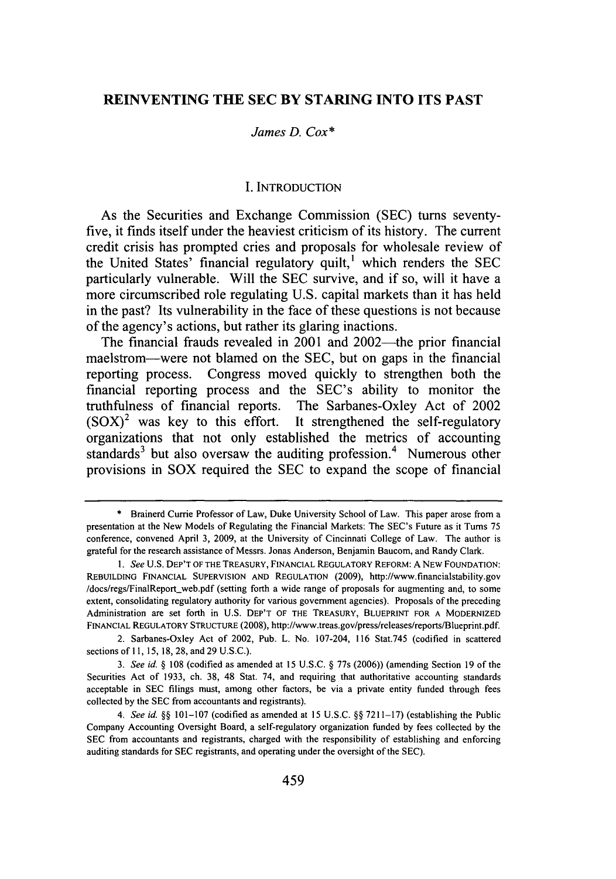# REINVENTING THE SEC BY STARING INTO ITS PAST

*James D. Cox**

## I. INTRODUCTION

As the Securities and Exchange Commission (SEC) turns seventy-five, it finds itself under the heaviest criticism of its history. The current credit crisis has prompted cries and proposals for wholesale review of the United States' financial regulatory quilt,[1] which renders the SEC particularly vulnerable. Will the SEC survive, and if so, will it have a more circumscribed role regulating U.S. capital markets than it has held in the past? Its vulnerability in the face of these questions is not because of the agency's actions, but rather its glaring inactions.

The financial frauds revealed in 2001 and 2002—the prior financial maelstrom—were not blamed on the SEC, but on gaps in the financial reporting process. Congress moved quickly to strengthen both the financial reporting process and the SEC's ability to monitor the truthfulness of financial reports. The Sarbanes-Oxley Act of 2002 (SOX)[2] was key to this effort. It strengthened the self-regulatory organizations that not only established the metrics of accounting standards[3] but also oversaw the auditing profession.[4] Numerous other provisions in SOX required the SEC to expand the scope of financial

---

\* Brainerd Currie Professor of Law, Duke University School of Law. This paper arose from a presentation at the New Models of Regulating the Financial Markets: The SEC's Future as it Turns 75 conference, convened April 3, 2009, at the University of Cincinnati College of Law. The author is grateful for the research assistance of Messrs. Jonas Anderson, Benjamin Baucom, and Randy Clark.

1. *See* U.S. DEP'T OF THE TREASURY, FINANCIAL REGULATORY REFORM: A NEW FOUNDATION: REBUILDING FINANCIAL SUPERVISION AND REGULATION (2009), http://www.financialstability.gov /docs/regs/FinalReport_web.pdf (setting forth a wide range of proposals for augmenting and, to some extent, consolidating regulatory authority for various government agencies). Proposals of the preceding Administration are set forth in U.S. DEP'T OF THE TREASURY, BLUEPRINT FOR A MODERNIZED FINANCIAL REGULATORY STRUCTURE (2008), http://www.treas.gov/press/releases/reports/Blueprint.pdf.

2. Sarbanes-Oxley Act of 2002, Pub. L. No. 107-204, 116 Stat.745 (codified in scattered sections of 11, 15, 18, 28, and 29 U.S.C.).

3. *See id.* § 108 (codified as amended at 15 U.S.C. § 77s (2006)) (amending Section 19 of the Securities Act of 1933, ch. 38, 48 Stat. 74, and requiring that authoritative accounting standards acceptable in SEC filings must, among other factors, be via a private entity funded through fees collected by the SEC from accountants and registrants).

4. *See id.* §§ 101–107 (codified as amended at 15 U.S.C. §§ 7211–17) (establishing the Public Company Accounting Oversight Board, a self-regulatory organization funded by fees collected by the SEC from accountants and registrants, charged with the responsibility of establishing and enforcing auditing standards for SEC registrants, and operating under the oversight of the SEC).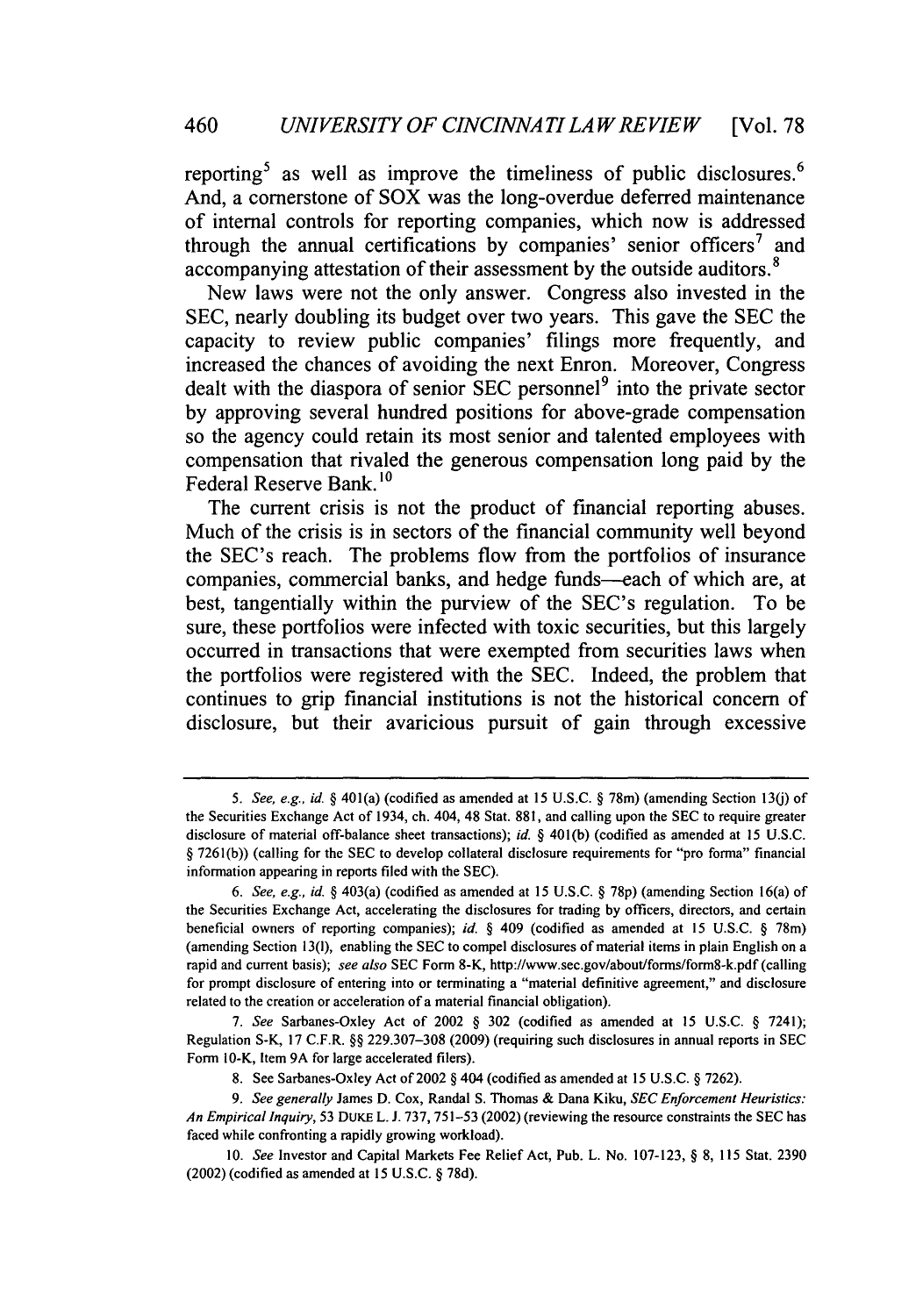reporting[5] as well as improve the timeliness of public disclosures.[6] And, a cornerstone of SOX was the long-overdue deferred maintenance of internal controls for reporting companies, which now is addressed through the annual certifications by companies' senior officers[7] and accompanying attestation of their assessment by the outside auditors.[8]

New laws were not the only answer. Congress also invested in the SEC, nearly doubling its budget over two years. This gave the SEC the capacity to review public companies' filings more frequently, and increased the chances of avoiding the next Enron. Moreover, Congress dealt with the diaspora of senior SEC personnel[9] into the private sector by approving several hundred positions for above-grade compensation so the agency could retain its most senior and talented employees with compensation that rivaled the generous compensation long paid by the Federal Reserve Bank.[10]

The current crisis is not the product of financial reporting abuses. Much of the crisis is in sectors of the financial community well beyond the SEC's reach. The problems flow from the portfolios of insurance companies, commercial banks, and hedge funds—each of which are, at best, tangentially within the purview of the SEC's regulation. To be sure, these portfolios were infected with toxic securities, but this largely occurred in transactions that were exempted from securities laws when the portfolios were registered with the SEC. Indeed, the problem that continues to grip financial institutions is not the historical concern of disclosure, but their avaricious pursuit of gain through excessive

---

5. *See, e.g.*, *id.* § 401(a) (codified as amended at 15 U.S.C. § 78m) (amending Section 13(j) of the Securities Exchange Act of 1934, ch. 404, 48 Stat. 881, and calling upon the SEC to require greater disclosure of material off-balance sheet transactions); *id.* § 401(b) (codified as amended at 15 U.S.C. § 7261(b)) (calling for the SEC to develop collateral disclosure requirements for "pro forma" financial information appearing in reports filed with the SEC).

6. *See, e.g.*, *id.* § 403(a) (codified as amended at 15 U.S.C. § 78p) (amending Section 16(a) of the Securities Exchange Act, accelerating the disclosures for trading by officers, directors, and certain beneficial owners of reporting companies); *id.* § 409 (codified as amended at 15 U.S.C. § 78m) (amending Section 13(l), enabling the SEC to compel disclosures of material items in plain English on a rapid and current basis); *see also* SEC Form 8-K, http://www.sec.gov/about/forms/form8-k.pdf (calling for prompt disclosure of entering into or terminating a "material definitive agreement," and disclosure related to the creation or acceleration of a material financial obligation).

7. *See* Sarbanes-Oxley Act of 2002 § 302 (codified as amended at 15 U.S.C. § 7241); Regulation S-K, 17 C.F.R. §§ 229.307–308 (2009) (requiring such disclosures in annual reports in SEC Form 10-K, Item 9A for large accelerated filers).

8. See Sarbanes-Oxley Act of 2002 § 404 (codified as amended at 15 U.S.C. § 7262).

9. *See generally* James D. Cox, Randal S. Thomas & Dana Kiku, *SEC Enforcement Heuristics: An Empirical Inquiry*, 53 DUKE L. J. 737, 751–53 (2002) (reviewing the resource constraints the SEC has faced while confronting a rapidly growing workload).

10. *See* Investor and Capital Markets Fee Relief Act, Pub. L. No. 107-123, § 8, 115 Stat. 2390 (2002) (codified as amended at 15 U.S.C. § 78d).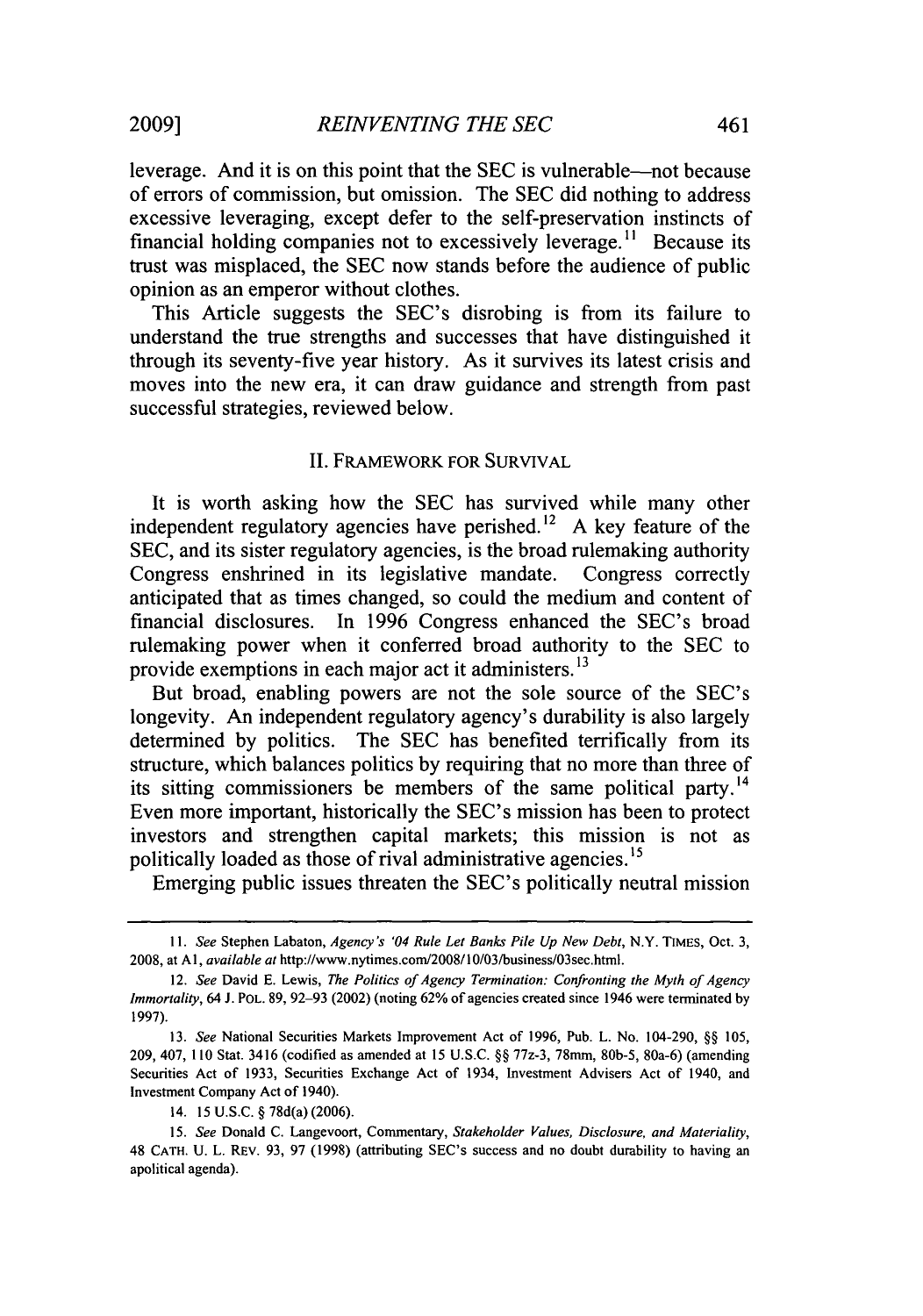leverage. And it is on this point that the SEC is vulnerable—not because of errors of commission, but omission. The SEC did nothing to address excessive leveraging, except defer to the self-preservation instincts of financial holding companies not to excessively leverage.[11] Because its trust was misplaced, the SEC now stands before the audience of public opinion as an emperor without clothes.

This Article suggests the SEC's disrobing is from its failure to understand the true strengths and successes that have distinguished it through its seventy-five year history. As it survives its latest crisis and moves into the new era, it can draw guidance and strength from past successful strategies, reviewed below.

## II. FRAMEWORK FOR SURVIVAL

It is worth asking how the SEC has survived while many other independent regulatory agencies have perished.[12] A key feature of the SEC, and its sister regulatory agencies, is the broad rulemaking authority Congress enshrined in its legislative mandate. Congress correctly anticipated that as times changed, so could the medium and content of financial disclosures. In 1996 Congress enhanced the SEC's broad rulemaking power when it conferred broad authority to the SEC to provide exemptions in each major act it administers.[13]

But broad, enabling powers are not the sole source of the SEC's longevity. An independent regulatory agency's durability is also largely determined by politics. The SEC has benefited terrifically from its structure, which balances politics by requiring that no more than three of its sitting commissioners be members of the same political party.[14] Even more important, historically the SEC's mission has been to protect investors and strengthen capital markets; this mission is not as politically loaded as those of rival administrative agencies.[15]

Emerging public issues threaten the SEC's politically neutral mission

---

11. *See* Stephen Labaton, *Agency's '04 Rule Let Banks Pile Up New Debt*, N.Y. TIMES, Oct. 3, 2008, at A1, *available at* http://www.nytimes.com/2008/10/03/business/03sec.html.

12. *See* David E. Lewis, *The Politics of Agency Termination: Confronting the Myth of Agency Immortality*, 64 J. POL. 89, 92–93 (2002) (noting 62% of agencies created since 1946 were terminated by 1997).

13. *See* National Securities Markets Improvement Act of 1996, Pub. L. No. 104-290, §§ 105, 209, 407, 110 Stat. 3416 (codified as amended at 15 U.S.C. §§ 77z-3, 78mm, 80b-5, 80a-6) (amending Securities Act of 1933, Securities Exchange Act of 1934, Investment Advisers Act of 1940, and Investment Company Act of 1940).

14. 15 U.S.C. § 78d(a) (2006).

15. *See* Donald C. Langevoort, Commentary, *Stakeholder Values, Disclosure, and Materiality*, 48 CATH. U. L. REV. 93, 97 (1998) (attributing SEC's success and no doubt durability to having an apolitical agenda).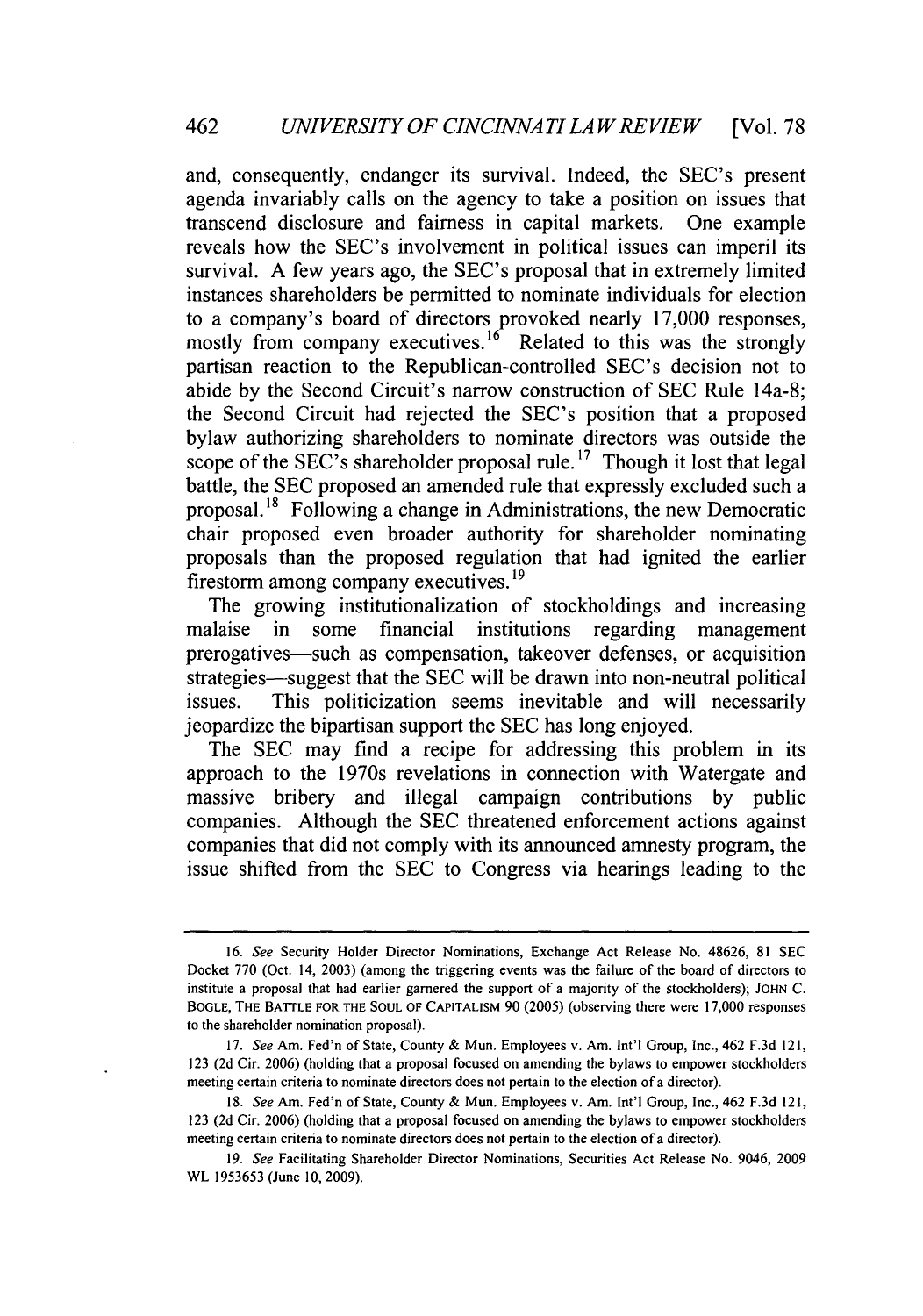and, consequently, endanger its survival. Indeed, the SEC's present agenda invariably calls on the agency to take a position on issues that transcend disclosure and fairness in capital markets. One example reveals how the SEC's involvement in political issues can imperil its survival. A few years ago, the SEC's proposal that in extremely limited instances shareholders be permitted to nominate individuals for election to a company's board of directors provoked nearly 17,000 responses, mostly from company executives.[16] Related to this was the strongly partisan reaction to the Republican-controlled SEC's decision not to abide by the Second Circuit's narrow construction of SEC Rule 14a-8; the Second Circuit had rejected the SEC's position that a proposed bylaw authorizing shareholders to nominate directors was outside the scope of the SEC's shareholder proposal rule.[17] Though it lost that legal battle, the SEC proposed an amended rule that expressly excluded such a proposal.[18] Following a change in Administrations, the new Democratic chair proposed even broader authority for shareholder nominating proposals than the proposed regulation that had ignited the earlier firestorm among company executives.[19]

The growing institutionalization of stockholdings and increasing malaise in some financial institutions regarding management prerogatives—such as compensation, takeover defenses, or acquisition strategies—suggest that the SEC will be drawn into non-neutral political issues. This politicization seems inevitable and will necessarily jeopardize the bipartisan support the SEC has long enjoyed.

The SEC may find a recipe for addressing this problem in its approach to the 1970s revelations in connection with Watergate and massive bribery and illegal campaign contributions by public companies. Although the SEC threatened enforcement actions against companies that did not comply with its announced amnesty program, the issue shifted from the SEC to Congress via hearings leading to the

---

16. *See* Security Holder Director Nominations, Exchange Act Release No. 48626, 81 SEC Docket 770 (Oct. 14, 2003) (among the triggering events was the failure of the board of directors to institute a proposal that had earlier garnered the support of a majority of the stockholders); JOHN C. BOGLE, THE BATTLE FOR THE SOUL OF CAPITALISM 90 (2005) (observing there were 17,000 responses to the shareholder nomination proposal).

17. *See* Am. Fed'n of State, County & Mun. Employees v. Am. Int'l Group, Inc., 462 F.3d 121, 123 (2d Cir. 2006) (holding that a proposal focused on amending the bylaws to empower stockholders meeting certain criteria to nominate directors does not pertain to the election of a director).

18. *See* Am. Fed'n of State, County & Mun. Employees v. Am. Int'l Group, Inc., 462 F.3d 121, 123 (2d Cir. 2006) (holding that a proposal focused on amending the bylaws to empower stockholders meeting certain criteria to nominate directors does not pertain to the election of a director).

19. *See* Facilitating Shareholder Director Nominations, Securities Act Release No. 9046, 2009 WL 1953653 (June 10, 2009).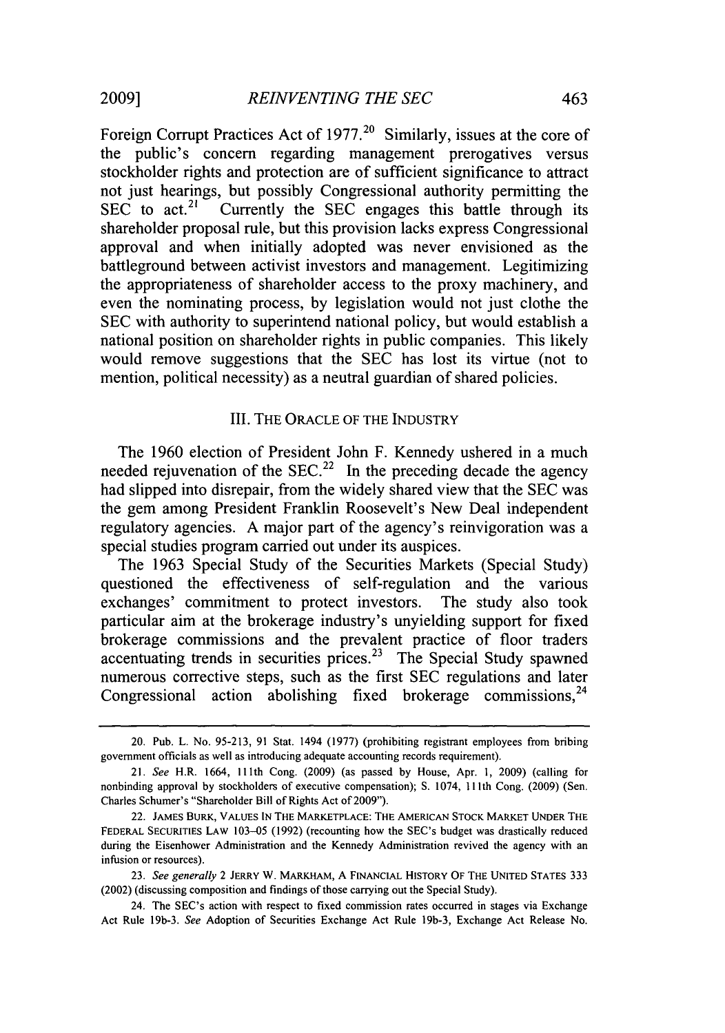Foreign Corrupt Practices Act of 1977.[20] Similarly, issues at the core of the public's concern regarding management prerogatives versus stockholder rights and protection are of sufficient significance to attract not just hearings, but possibly Congressional authority permitting the SEC to act.[21] Currently the SEC engages this battle through its shareholder proposal rule, but this provision lacks express Congressional approval and when initially adopted was never envisioned as the battleground between activist investors and management. Legitimizing the appropriateness of shareholder access to the proxy machinery, and even the nominating process, by legislation would not just clothe the SEC with authority to superintend national policy, but would establish a national position on shareholder rights in public companies. This likely would remove suggestions that the SEC has lost its virtue (not to mention, political necessity) as a neutral guardian of shared policies.

## III. THE ORACLE OF THE INDUSTRY

The 1960 election of President John F. Kennedy ushered in a much needed rejuvenation of the SEC.[22] In the preceding decade the agency had slipped into disrepair, from the widely shared view that the SEC was the gem among President Franklin Roosevelt's New Deal independent regulatory agencies. A major part of the agency's reinvigoration was a special studies program carried out under its auspices.

The 1963 Special Study of the Securities Markets (Special Study) questioned the effectiveness of self-regulation and the various exchanges' commitment to protect investors. The study also took particular aim at the brokerage industry's unyielding support for fixed brokerage commissions and the prevalent practice of floor traders accentuating trends in securities prices.[23] The Special Study spawned numerous corrective steps, such as the first SEC regulations and later Congressional action abolishing fixed brokerage commissions,[24]

---

20. Pub. L. No. 95-213, 91 Stat. 1494 (1977) (prohibiting registrant employees from bribing government officials as well as introducing adequate accounting records requirement).

21. *See* H.R. 1664, 111th Cong. (2009) (as passed by House, Apr. 1, 2009) (calling for nonbinding approval by stockholders of executive compensation); S. 1074, 111th Cong. (2009) (Sen. Charles Schumer's "Shareholder Bill of Rights Act of 2009").

22. JAMES BURK, VALUES IN THE MARKETPLACE: THE AMERICAN STOCK MARKET UNDER THE FEDERAL SECURITIES LAW 103–05 (1992) (recounting how the SEC's budget was drastically reduced during the Eisenhower Administration and the Kennedy Administration revived the agency with an infusion or resources).

23. *See generally* 2 JERRY W. MARKHAM, A FINANCIAL HISTORY OF THE UNITED STATES 333 (2002) (discussing composition and findings of those carrying out the Special Study).

24. The SEC's action with respect to fixed commission rates occurred in stages via Exchange Act Rule 19b-3. *See* Adoption of Securities Exchange Act Rule 19b-3, Exchange Act Release No.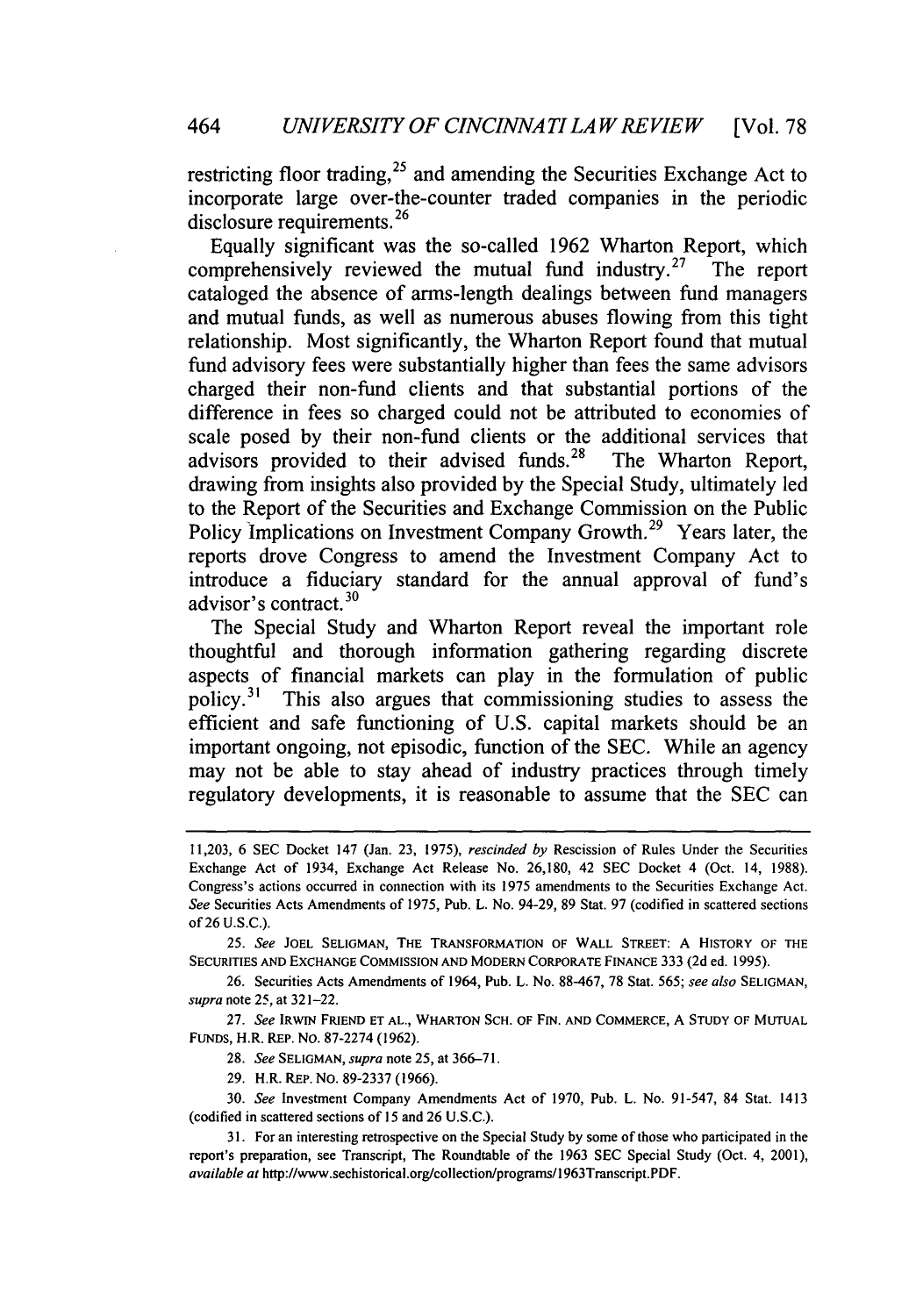restricting floor trading,[25] and amending the Securities Exchange Act to incorporate large over-the-counter traded companies in the periodic disclosure requirements.[26]

Equally significant was the so-called 1962 Wharton Report, which comprehensively reviewed the mutual fund industry.[27] The report cataloged the absence of arms-length dealings between fund managers and mutual funds, as well as numerous abuses flowing from this tight relationship. Most significantly, the Wharton Report found that mutual fund advisory fees were substantially higher than fees the same advisors charged their non-fund clients and that substantial portions of the difference in fees so charged could not be attributed to economies of scale posed by their non-fund clients or the additional services that advisors provided to their advised funds.[28] The Wharton Report, drawing from insights also provided by the Special Study, ultimately led to the Report of the Securities and Exchange Commission on the Public Policy Implications on Investment Company Growth.[29] Years later, the reports drove Congress to amend the Investment Company Act to introduce a fiduciary standard for the annual approval of fund's advisor's contract.[30]

The Special Study and Wharton Report reveal the important role thoughtful and thorough information gathering regarding discrete aspects of financial markets can play in the formulation of public policy.[31] This also argues that commissioning studies to assess the efficient and safe functioning of U.S. capital markets should be an important ongoing, not episodic, function of the SEC. While an agency may not be able to stay ahead of industry practices through timely regulatory developments, it is reasonable to assume that the SEC can

---

11,203, 6 SEC Docket 147 (Jan. 23, 1975), *rescinded by* Rescission of Rules Under the Securities Exchange Act of 1934, Exchange Act Release No. 26,180, 42 SEC Docket 4 (Oct. 14, 1988). Congress's actions occurred in connection with its 1975 amendments to the Securities Exchange Act. *See* Securities Acts Amendments of 1975, Pub. L. No. 94-29, 89 Stat. 97 (codified in scattered sections of 26 U.S.C.).

25. *See* JOEL SELIGMAN, THE TRANSFORMATION OF WALL STREET: A HISTORY OF THE SECURITIES AND EXCHANGE COMMISSION AND MODERN CORPORATE FINANCE 333 (2d ed. 1995).

26. Securities Acts Amendments of 1964, Pub. L. No. 88-467, 78 Stat. 565; *see also* SELIGMAN, *supra* note 25, at 321–22.

27. *See* IRWIN FRIEND ET AL., WHARTON SCH. OF FIN. AND COMMERCE, A STUDY OF MUTUAL FUNDS, H.R. REP. NO. 87-2274 (1962).

28. *See* SELIGMAN, *supra* note 25, at 366–71.

29. H.R. REP. NO. 89-2337 (1966).

30. *See* Investment Company Amendments Act of 1970, Pub. L. No. 91-547, 84 Stat. 1413 (codified in scattered sections of 15 and 26 U.S.C.).

31. For an interesting retrospective on the Special Study by some of those who participated in the report's preparation, see Transcript, The Roundtable of the 1963 SEC Special Study (Oct. 4, 2001), *available at* http://www.sechistorical.org/collection/programs/1963Transcript.PDF.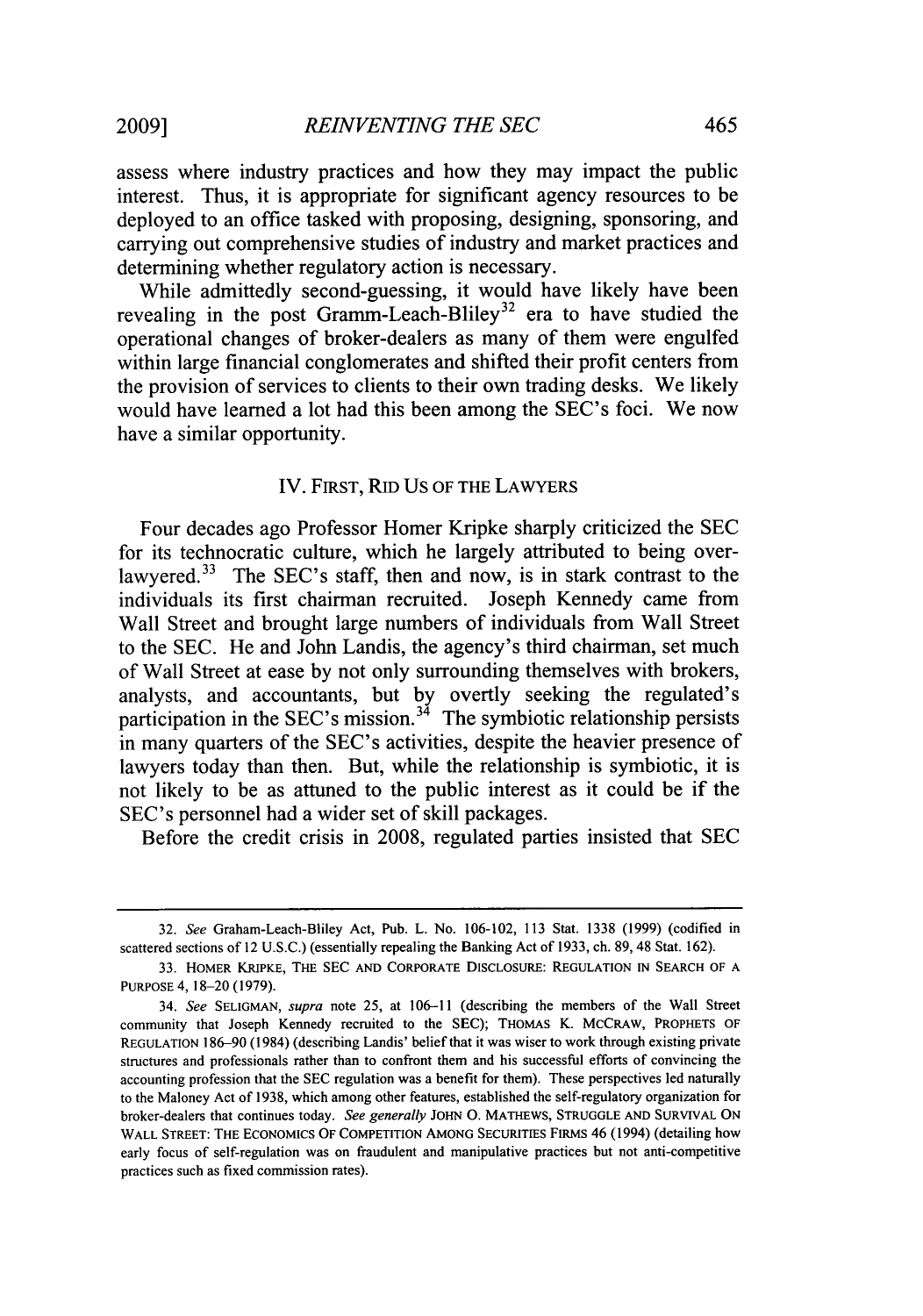assess where industry practices and how they may impact the public interest. Thus, it is appropriate for significant agency resources to be deployed to an office tasked with proposing, designing, sponsoring, and carrying out comprehensive studies of industry and market practices and determining whether regulatory action is necessary.

While admittedly second-guessing, it would have likely have been revealing in the post Gramm-Leach-Bliley[32] era to have studied the operational changes of broker-dealers as many of them were engulfed within large financial conglomerates and shifted their profit centers from the provision of services to clients to their own trading desks. We likely would have learned a lot had this been among the SEC's foci. We now have a similar opportunity.

## IV. FIRST, RID US OF THE LAWYERS

Four decades ago Professor Homer Kripke sharply criticized the SEC for its technocratic culture, which he largely attributed to being over-lawyered.[33] The SEC's staff, then and now, is in stark contrast to the individuals its first chairman recruited. Joseph Kennedy came from Wall Street and brought large numbers of individuals from Wall Street to the SEC. He and John Landis, the agency's third chairman, set much of Wall Street at ease by not only surrounding themselves with brokers, analysts, and accountants, but by overtly seeking the regulated's participation in the SEC's mission.[34] The symbiotic relationship persists in many quarters of the SEC's activities, despite the heavier presence of lawyers today than then. But, while the relationship is symbiotic, it is not likely to be as attuned to the public interest as it could be if the SEC's personnel had a wider set of skill packages.

Before the credit crisis in 2008, regulated parties insisted that SEC

---

32. *See* Graham-Leach-Bliley Act, Pub. L. No. 106-102, 113 Stat. 1338 (1999) (codified in scattered sections of 12 U.S.C.) (essentially repealing the Banking Act of 1933, ch. 89, 48 Stat. 162).

33. HOMER KRIPKE, THE SEC AND CORPORATE DISCLOSURE: REGULATION IN SEARCH OF A PURPOSE 4, 18–20 (1979).

34. *See* SELIGMAN, *supra* note 25, at 106–11 (describing the members of the Wall Street community that Joseph Kennedy recruited to the SEC); THOMAS K. MCCRAW, PROPHETS OF REGULATION 186–90 (1984) (describing Landis' belief that it was wiser to work through existing private structures and professionals rather than to confront them and his successful efforts of convincing the accounting profession that the SEC regulation was a benefit for them). These perspectives led naturally to the Maloney Act of 1938, which among other features, established the self-regulatory organization for broker-dealers that continues today. *See generally* JOHN O. MATHEWS, STRUGGLE AND SURVIVAL ON WALL STREET: THE ECONOMICS OF COMPETITION AMONG SECURITIES FIRMS 46 (1994) (detailing how early focus of self-regulation was on fraudulent and manipulative practices but not anti-competitive practices such as fixed commission rates).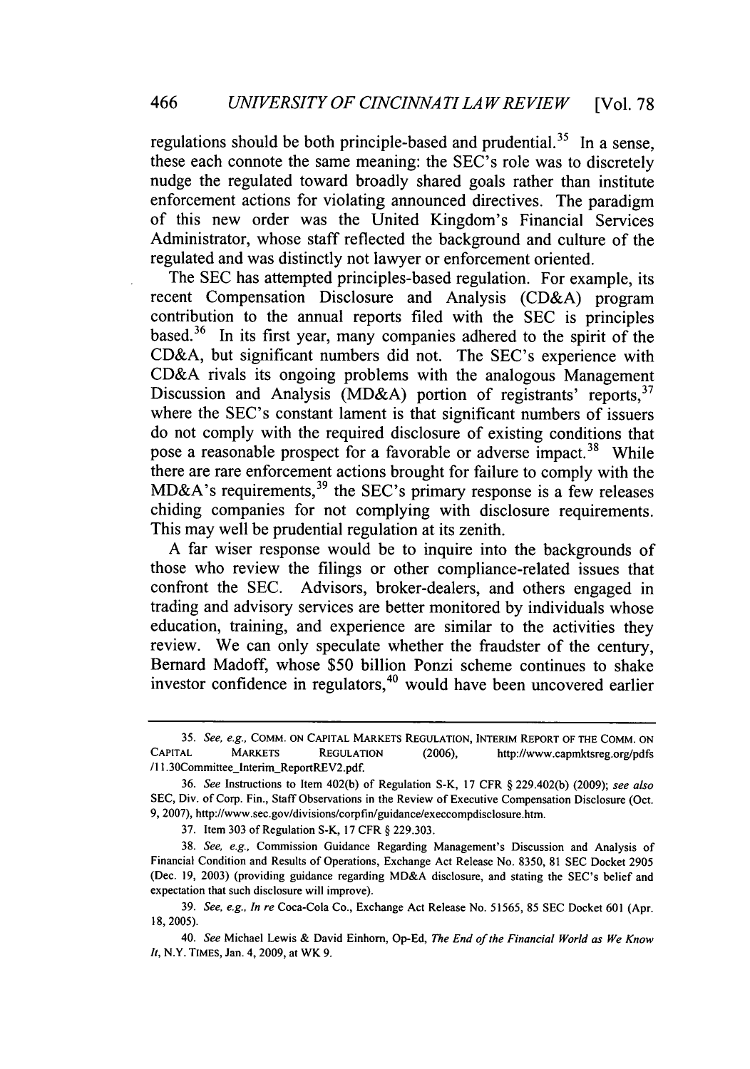regulations should be both principle-based and prudential.[35] In a sense, these each connote the same meaning: the SEC's role was to discretely nudge the regulated toward broadly shared goals rather than institute enforcement actions for violating announced directives. The paradigm of this new order was the United Kingdom's Financial Services Administrator, whose staff reflected the background and culture of the regulated and was distinctly not lawyer or enforcement oriented.

The SEC has attempted principles-based regulation. For example, its recent Compensation Disclosure and Analysis (CD&A) program contribution to the annual reports filed with the SEC is principles based.[36] In its first year, many companies adhered to the spirit of the CD&A, but significant numbers did not. The SEC's experience with CD&A rivals its ongoing problems with the analogous Management Discussion and Analysis (MD&A) portion of registrants' reports,[37] where the SEC's constant lament is that significant numbers of issuers do not comply with the required disclosure of existing conditions that pose a reasonable prospect for a favorable or adverse impact.[38] While there are rare enforcement actions brought for failure to comply with the MD&A's requirements,[39] the SEC's primary response is a few releases chiding companies for not complying with disclosure requirements. This may well be prudential regulation at its zenith.

A far wiser response would be to inquire into the backgrounds of those who review the filings or other compliance-related issues that confront the SEC. Advisors, broker-dealers, and others engaged in trading and advisory services are better monitored by individuals whose education, training, and experience are similar to the activities they review. We can only speculate whether the fraudster of the century, Bernard Madoff, whose $50 billion Ponzi scheme continues to shake investor confidence in regulators,[40] would have been uncovered earlier

---

35. *See, e.g.*, COMM. ON CAPITAL MARKETS REGULATION, INTERIM REPORT OF THE COMM. ON CAPITAL MARKETS REGULATION (2006), http://www.capmktsreg.org/pdfs/11.30Committee_Interim_ReportREV2.pdf.

36. *See* Instructions to Item 402(b) of Regulation S-K, 17 CFR § 229.402(b) (2009); *see also* SEC, Div. of Corp. Fin., Staff Observations in the Review of Executive Compensation Disclosure (Oct. 9, 2007), http://www.sec.gov/divisions/corpfin/guidance/execcompdisclosure.htm.

37. Item 303 of Regulation S-K, 17 CFR § 229.303.

38. *See, e.g.*, Commission Guidance Regarding Management's Discussion and Analysis of Financial Condition and Results of Operations, Exchange Act Release No. 8350, 81 SEC Docket 2905 (Dec. 19, 2003) (providing guidance regarding MD&A disclosure, and stating the SEC's belief and expectation that such disclosure will improve).

39. *See, e.g.*, *In re* Coca-Cola Co., Exchange Act Release No. 51565, 85 SEC Docket 601 (Apr. 18, 2005).

40. *See* Michael Lewis & David Einhorn, Op-Ed, *The End of the Financial World as We Know It*, N.Y. TIMES, Jan. 4, 2009, at WK 9.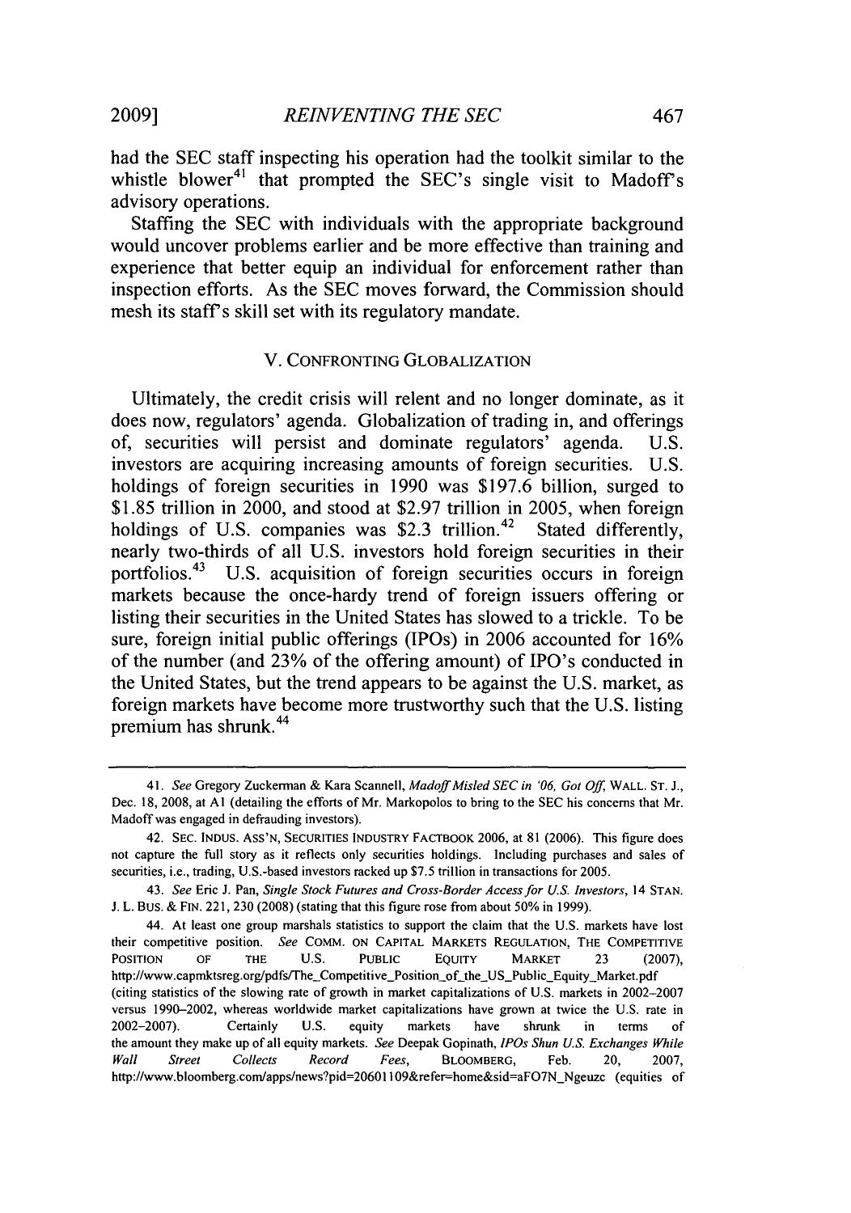had the SEC staff inspecting his operation had the toolkit similar to the whistle blower[41] that prompted the SEC's single visit to Madoff's advisory operations.

Staffing the SEC with individuals with the appropriate background would uncover problems earlier and be more effective than training and experience that better equip an individual for enforcement rather than inspection efforts. As the SEC moves forward, the Commission should mesh its staff's skill set with its regulatory mandate.

## V. CONFRONTING GLOBALIZATION

Ultimately, the credit crisis will relent and no longer dominate, as it does now, regulators' agenda. Globalization of trading in, and offerings of, securities will persist and dominate regulators' agenda. U.S. investors are acquiring increasing amounts of foreign securities. U.S. holdings of foreign securities in 1990 was $197.6 billion, surged to $1.85 trillion in 2000, and stood at $2.97 trillion in 2005, when foreign holdings of U.S. companies was $2.3 trillion.[42] Stated differently, nearly two-thirds of all U.S. investors hold foreign securities in their portfolios.[43] U.S. acquisition of foreign securities occurs in foreign markets because the once-hardy trend of foreign issuers offering or listing their securities in the United States has slowed to a trickle. To be sure, foreign initial public offerings (IPOs) in 2006 accounted for 16% of the number (and 23% of the offering amount) of IPO's conducted in the United States, but the trend appears to be against the U.S. market, as foreign markets have become more trustworthy such that the U.S. listing premium has shrunk.[44]

---

41. *See* Gregory Zuckerman & Kara Scannell, *Madoff Misled SEC in '06, Got Off*, WALL. ST. J., Dec. 18, 2008, at A1 (detailing the efforts of Mr. Markopolos to bring to the SEC his concerns that Mr. Madoff was engaged in defrauding investors).

42. SEC. INDUS. ASS'N, SECURITIES INDUSTRY FACTBOOK 2006, at 81 (2006). This figure does not capture the full story as it reflects only securities holdings. Including purchases and sales of securities, i.e., trading, U.S.-based investors racked up $7.5 trillion in transactions for 2005.

43. *See* Eric J. Pan, *Single Stock Futures and Cross-Border Access for U.S. Investors*, 14 STAN. J. L. BUS. & FIN. 221, 230 (2008) (stating that this figure rose from about 50% in 1999).

44. At least one group marshals statistics to support the claim that the U.S. markets have lost their competitive position. *See* COMM. ON CAPITAL MARKETS REGULATION, THE COMPETITIVE POSITION OF THE U.S. PUBLIC EQUITY MARKET 23 (2007), http://www.capmktsreg.org/pdfs/The_Competitive_Position_of_the_US_Public_Equity_Market.pdf (citing statistics of the slowing rate of growth in market capitalizations of U.S. markets in 2002–2007 versus 1990–2002, whereas worldwide market capitalizations have grown at twice the U.S. rate in 2002–2007). Certainly U.S. equity markets have shrunk in terms of the amount they make up of all equity markets. *See* Deepak Gopinath, *IPOs Shun U.S. Exchanges While Wall Street Collects Record Fees*, BLOOMBERG, Feb. 20, 2007, http://www.bloomberg.com/apps/news?pid=20601109&refer=home&sid=aFO7N_Ngeuzc (equities of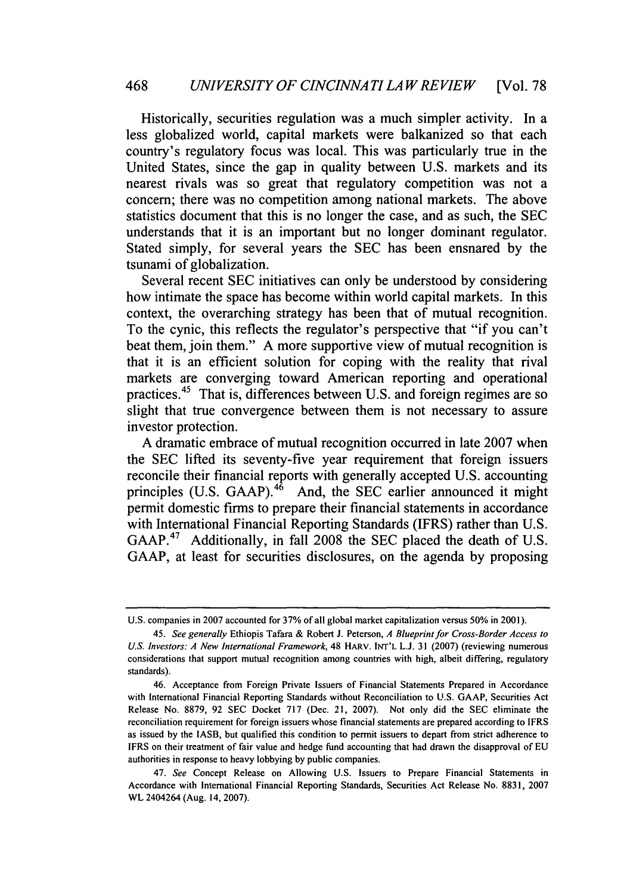Historically, securities regulation was a much simpler activity. In a less globalized world, capital markets were balkanized so that each country's regulatory focus was local. This was particularly true in the United States, since the gap in quality between U.S. markets and its nearest rivals was so great that regulatory competition was not a concern; there was no competition among national markets. The above statistics document that this is no longer the case, and as such, the SEC understands that it is an important but no longer dominant regulator. Stated simply, for several years the SEC has been ensnared by the tsunami of globalization.

Several recent SEC initiatives can only be understood by considering how intimate the space has become within world capital markets. In this context, the overarching strategy has been that of mutual recognition. To the cynic, this reflects the regulator's perspective that "if you can't beat them, join them." A more supportive view of mutual recognition is that it is an efficient solution for coping with the reality that rival markets are converging toward American reporting and operational practices.[45] That is, differences between U.S. and foreign regimes are so slight that true convergence between them is not necessary to assure investor protection.

A dramatic embrace of mutual recognition occurred in late 2007 when the SEC lifted its seventy-five year requirement that foreign issuers reconcile their financial reports with generally accepted U.S. accounting principles (U.S. GAAP).[46] And, the SEC earlier announced it might permit domestic firms to prepare their financial statements in accordance with International Financial Reporting Standards (IFRS) rather than U.S. GAAP.[47] Additionally, in fall 2008 the SEC placed the death of U.S. GAAP, at least for securities disclosures, on the agenda by proposing

---

U.S. companies in 2007 accounted for 37% of all global market capitalization versus 50% in 2001).

45. *See generally* Ethiopis Tafara & Robert J. Peterson, *A Blueprint for Cross-Border Access to U.S. Investors: A New International Framework*, 48 HARV. INT'L L.J. 31 (2007) (reviewing numerous considerations that support mutual recognition among countries with high, albeit differing, regulatory standards).

46. Acceptance from Foreign Private Issuers of Financial Statements Prepared in Accordance with International Financial Reporting Standards without Reconciliation to U.S. GAAP, Securities Act Release No. 8879, 92 SEC Docket 717 (Dec. 21, 2007). Not only did the SEC eliminate the reconciliation requirement for foreign issuers whose financial statements are prepared according to IFRS as issued by the IASB, but qualified this condition to permit issuers to depart from strict adherence to IFRS on their treatment of fair value and hedge fund accounting that had drawn the disapproval of EU authorities in response to heavy lobbying by public companies.

47. *See* Concept Release on Allowing U.S. Issuers to Prepare Financial Statements in Accordance with International Financial Reporting Standards, Securities Act Release No. 8831, 2007 WL 2404264 (Aug. 14, 2007).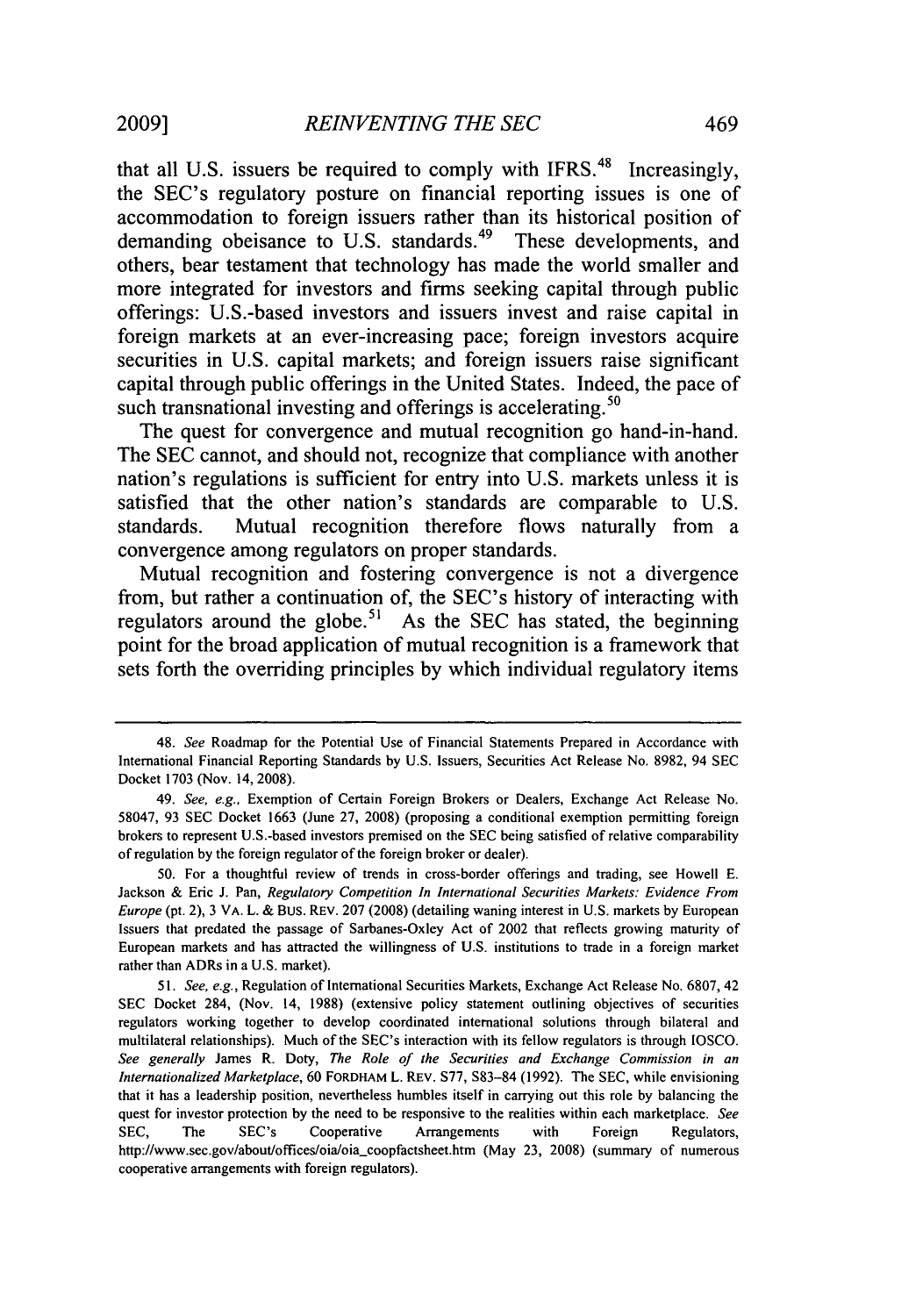that all U.S. issuers be required to comply with IFRS.[48] Increasingly, the SEC's regulatory posture on financial reporting issues is one of accommodation to foreign issuers rather than its historical position of demanding obeisance to U.S. standards.[49] These developments, and others, bear testament that technology has made the world smaller and more integrated for investors and firms seeking capital through public offerings: U.S.-based investors and issuers invest and raise capital in foreign markets at an ever-increasing pace; foreign investors acquire securities in U.S. capital markets; and foreign issuers raise significant capital through public offerings in the United States. Indeed, the pace of such transnational investing and offerings is accelerating.[50]

The quest for convergence and mutual recognition go hand-in-hand. The SEC cannot, and should not, recognize that compliance with another nation's regulations is sufficient for entry into U.S. markets unless it is satisfied that the other nation's standards are comparable to U.S. standards. Mutual recognition therefore flows naturally from a convergence among regulators on proper standards.

Mutual recognition and fostering convergence is not a divergence from, but rather a continuation of, the SEC's history of interacting with regulators around the globe.[51] As the SEC has stated, the beginning point for the broad application of mutual recognition is a framework that sets forth the overriding principles by which individual regulatory items

---

48. *See* Roadmap for the Potential Use of Financial Statements Prepared in Accordance with International Financial Reporting Standards by U.S. Issuers, Securities Act Release No. 8982, 94 SEC Docket 1703 (Nov. 14, 2008).

49. *See, e.g.*, Exemption of Certain Foreign Brokers or Dealers, Exchange Act Release No. 58047, 93 SEC Docket 1663 (June 27, 2008) (proposing a conditional exemption permitting foreign brokers to represent U.S.-based investors premised on the SEC being satisfied of relative comparability of regulation by the foreign regulator of the foreign broker or dealer).

50. For a thoughtful review of trends in cross-border offerings and trading, see Howell E. Jackson & Eric J. Pan, *Regulatory Competition In International Securities Markets: Evidence From Europe* (pt. 2), 3 VA. L. & BUS. REV. 207 (2008) (detailing waning interest in U.S. markets by European Issuers that predated the passage of Sarbanes-Oxley Act of 2002 that reflects growing maturity of European markets and has attracted the willingness of U.S. institutions to trade in a foreign market rather than ADRs in a U.S. market).

51. *See, e.g.*, Regulation of International Securities Markets, Exchange Act Release No. 6807, 42 SEC Docket 284, (Nov. 14, 1988) (extensive policy statement outlining objectives of securities regulators working together to develop coordinated international solutions through bilateral and multilateral relationships). Much of the SEC's interaction with its fellow regulators is through IOSCO. *See generally* James R. Doty, *The Role of the Securities and Exchange Commission in an Internationalized Marketplace*, 60 FORDHAM L. REV. S77, S83–84 (1992). The SEC, while envisioning that it has a leadership position, nevertheless humbles itself in carrying out this role by balancing the quest for investor protection by the need to be responsive to the realities within each marketplace. *See* SEC, The SEC's Cooperative Arrangements with Foreign Regulators, http://www.sec.gov/about/offices/oia/oia_coopfactsheet.htm (May 23, 2008) (summary of numerous cooperative arrangements with foreign regulators).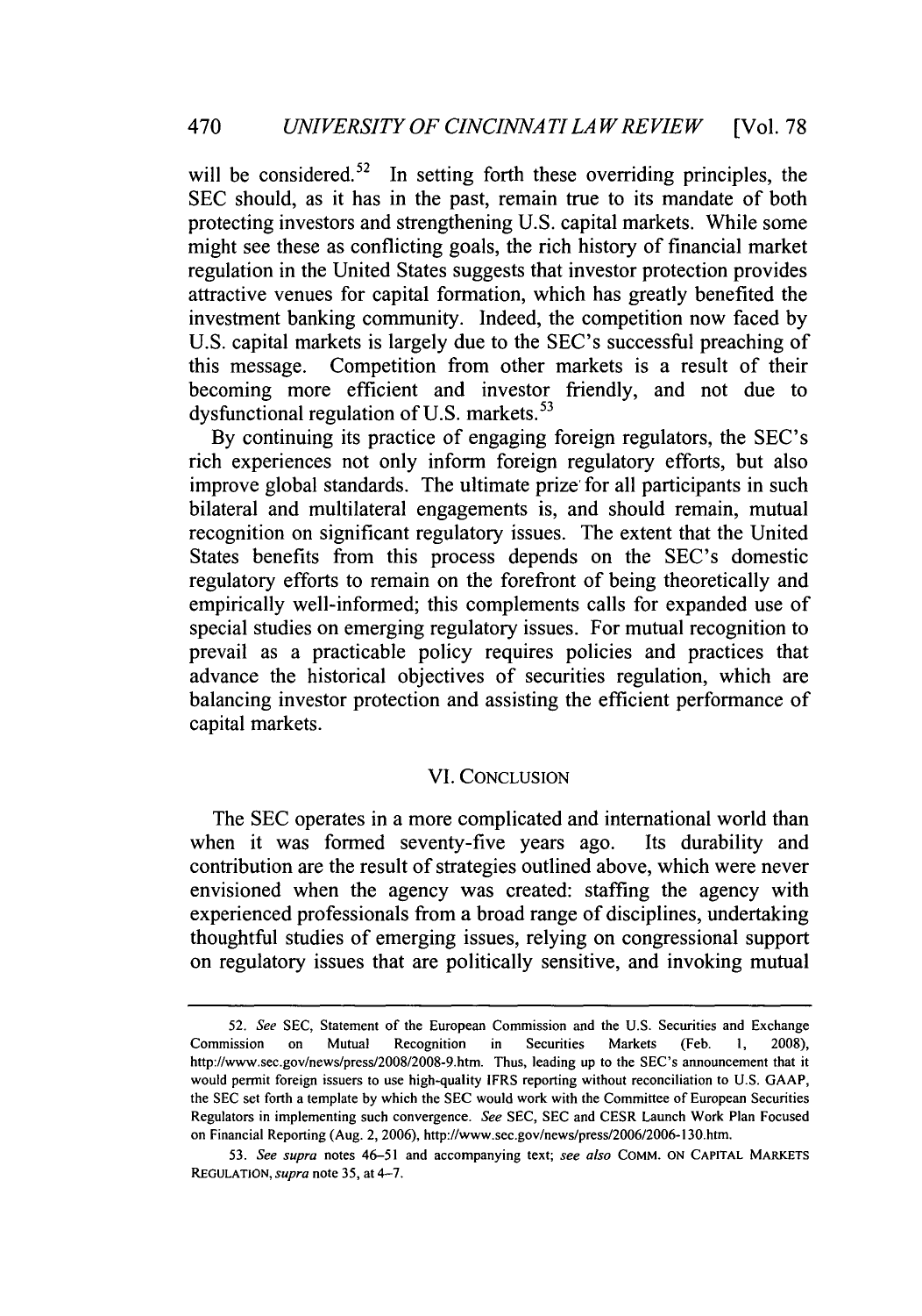will be considered.[52] In setting forth these overriding principles, the SEC should, as it has in the past, remain true to its mandate of both protecting investors and strengthening U.S. capital markets. While some might see these as conflicting goals, the rich history of financial market regulation in the United States suggests that investor protection provides attractive venues for capital formation, which has greatly benefited the investment banking community. Indeed, the competition now faced by U.S. capital markets is largely due to the SEC's successful preaching of this message. Competition from other markets is a result of their becoming more efficient and investor friendly, and not due to dysfunctional regulation of U.S. markets.[53]

By continuing its practice of engaging foreign regulators, the SEC's rich experiences not only inform foreign regulatory efforts, but also improve global standards. The ultimate prize for all participants in such bilateral and multilateral engagements is, and should remain, mutual recognition on significant regulatory issues. The extent that the United States benefits from this process depends on the SEC's domestic regulatory efforts to remain on the forefront of being theoretically and empirically well-informed; this complements calls for expanded use of special studies on emerging regulatory issues. For mutual recognition to prevail as a practicable policy requires policies and practices that advance the historical objectives of securities regulation, which are balancing investor protection and assisting the efficient performance of capital markets.

## VI. CONCLUSION

The SEC operates in a more complicated and international world than when it was formed seventy-five years ago. Its durability and contribution are the result of strategies outlined above, which were never envisioned when the agency was created: staffing the agency with experienced professionals from a broad range of disciplines, undertaking thoughtful studies of emerging issues, relying on congressional support on regulatory issues that are politically sensitive, and invoking mutual

---

52. *See* SEC, Statement of the European Commission and the U.S. Securities and Exchange Commission on Mutual Recognition in Securities Markets (Feb. 1, 2008), http://www.sec.gov/news/press/2008/2008-9.htm. Thus, leading up to the SEC's announcement that it would permit foreign issuers to use high-quality IFRS reporting without reconciliation to U.S. GAAP, the SEC set forth a template by which the SEC would work with the Committee of European Securities Regulators in implementing such convergence. *See* SEC, SEC and CESR Launch Work Plan Focused on Financial Reporting (Aug. 2, 2006), http://www.sec.gov/news/press/2006/2006-130.htm.

53. *See supra* notes 46–51 and accompanying text; *see also* COMM. ON CAPITAL MARKETS REGULATION, *supra* note 35, at 4–7.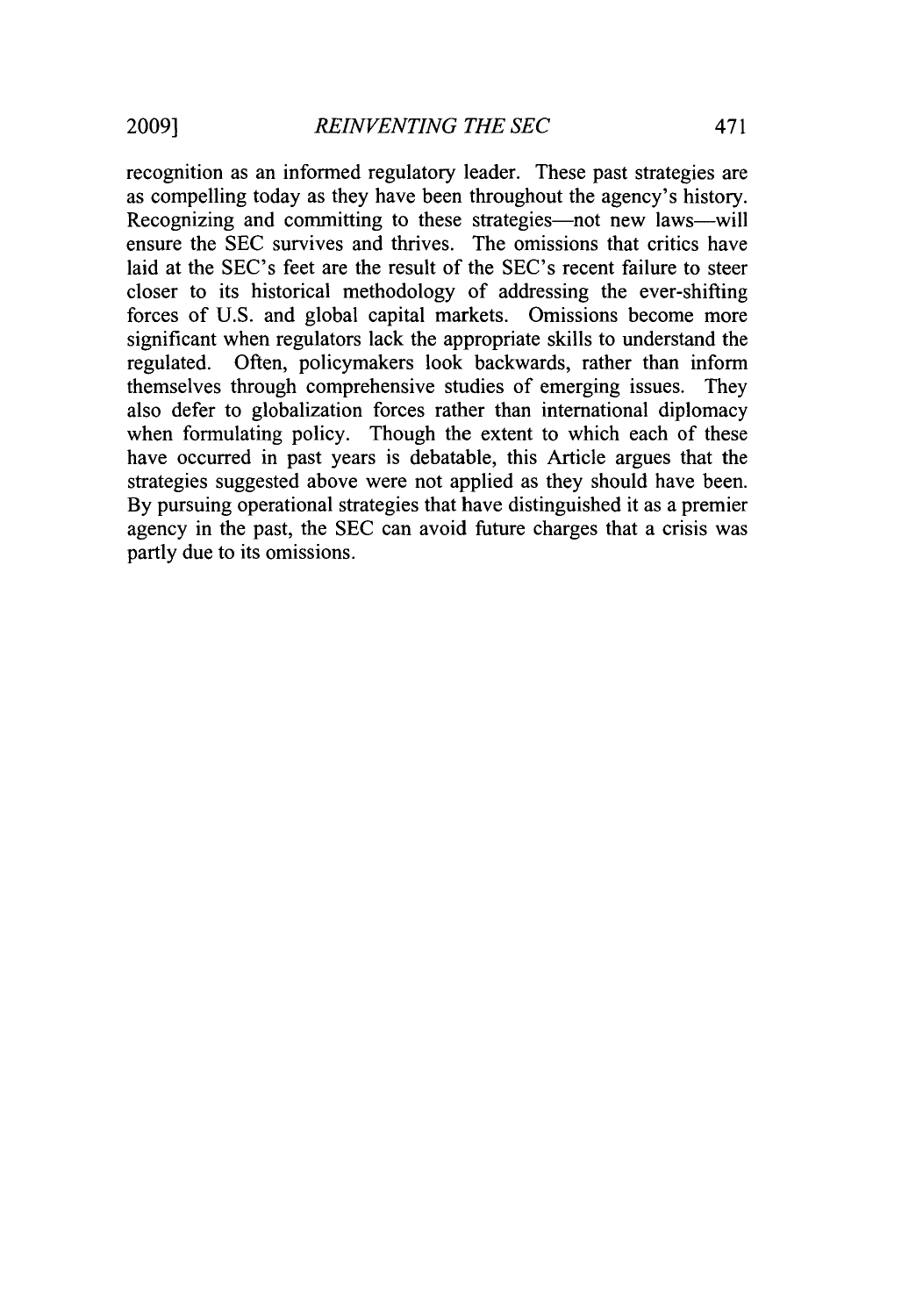recognition as an informed regulatory leader. These past strategies are as compelling today as they have been throughout the agency's history. Recognizing and committing to these strategies—not new laws—will ensure the SEC survives and thrives. The omissions that critics have laid at the SEC's feet are the result of the SEC's recent failure to steer closer to its historical methodology of addressing the ever-shifting forces of U.S. and global capital markets. Omissions become more significant when regulators lack the appropriate skills to understand the regulated. Often, policymakers look backwards, rather than inform themselves through comprehensive studies of emerging issues. They also defer to globalization forces rather than international diplomacy when formulating policy. Though the extent to which each of these have occurred in past years is debatable, this Article argues that the strategies suggested above were not applied as they should have been. By pursuing operational strategies that have distinguished it as a premier agency in the past, the SEC can avoid future charges that a crisis was partly due to its omissions.